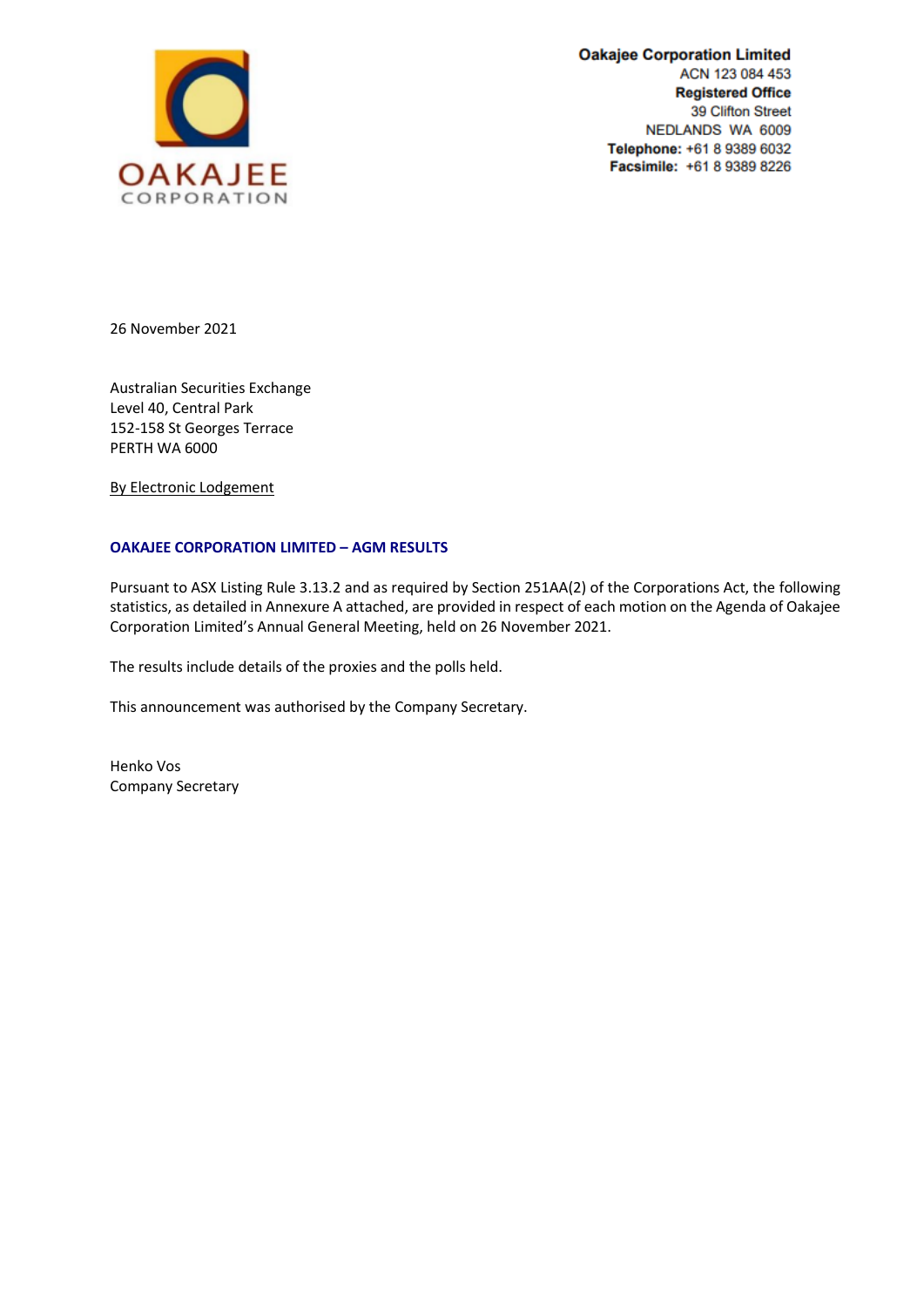OAKAJEE CORPORATION

**Oakajee Corporation Limited**
ACN 123 084 453
**Registered Office**
39 Clifton Street
NEDLANDS WA 6009
**Telephone:** +61 8 9389 6032
**Facsimile:** +61 8 9389 8226

26 November 2021

Australian Securities Exchange
Level 40, Central Park
152-158 St Georges Terrace
PERTH WA 6000

By Electronic Lodgement

**OAKAJEE CORPORATION LIMITED – AGM RESULTS**

Pursuant to ASX Listing Rule 3.13.2 and as required by Section 251AA(2) of the Corporations Act, the following statistics, as detailed in Annexure A attached, are provided in respect of each motion on the Agenda of Oakajee Corporation Limited's Annual General Meeting, held on 26 November 2021.

The results include details of the proxies and the polls held.

This announcement was authorised by the Company Secretary.

Henko Vos
Company Secretary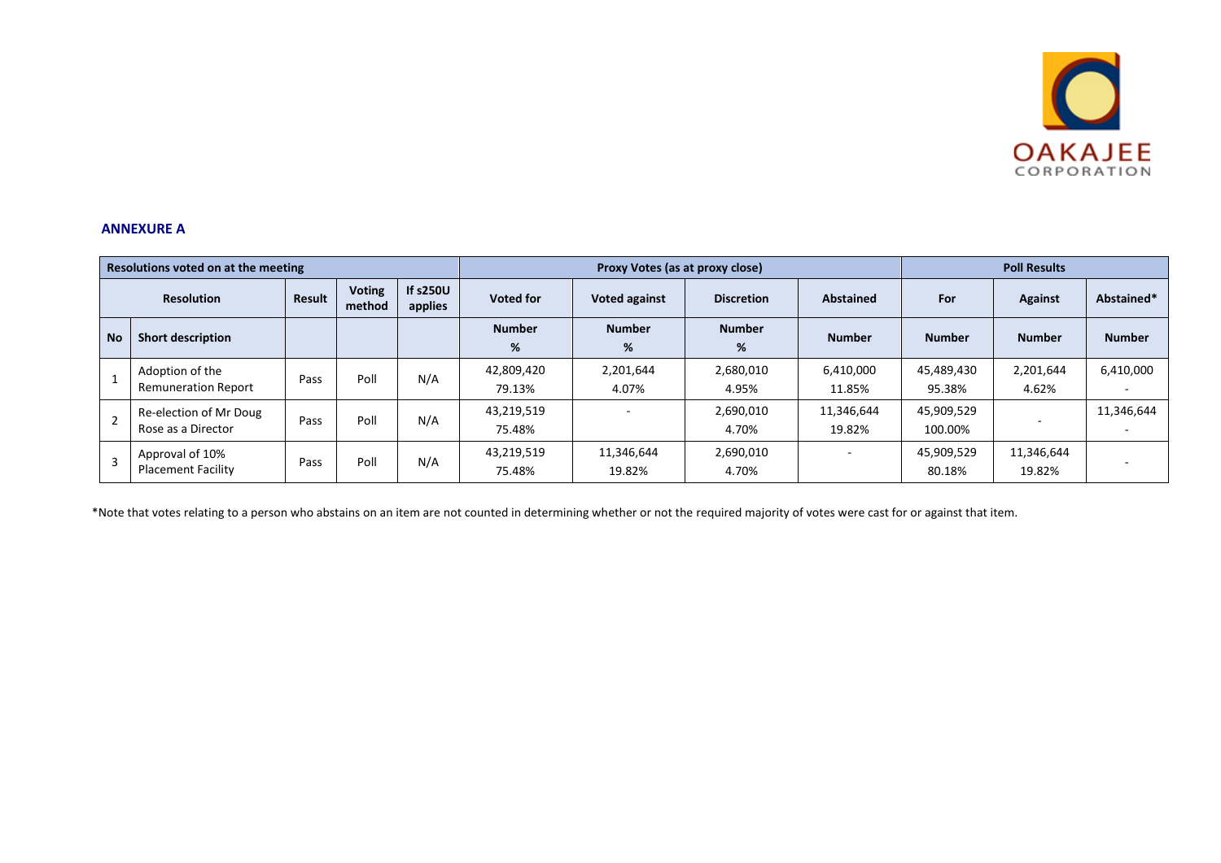## ANNEXURE A

| Resolutions voted on at the meeting | | | | | Proxy Votes (as at proxy close) | | | | Poll Results | | |
|---|---|---|---|---|---|---|---|---|---|---|---|
| Resolution | | Result | Voting method | If s250U applies | Voted for | Voted against | Discretion | Abstained | For | Against | Abstained* |
| No | Short description | | | | Number % | Number % | Number % | Number | Number | Number | Number |
| 1 | Adoption of the Remuneration Report | Pass | Poll | N/A | 42,809,420 79.13% | 2,201,644 4.07% | 2,680,010 4.95% | 6,410,000 11.85% | 45,489,430 95.38% | 2,201,644 4.62% | 6,410,000 - |
| 2 | Re-election of Mr Doug Rose as a Director | Pass | Poll | N/A | 43,219,519 75.48% | - | 2,690,010 4.70% | 11,346,644 19.82% | 45,909,529 100.00% | - | 11,346,644 - |
| 3 | Approval of 10% Placement Facility | Pass | Poll | N/A | 43,219,519 75.48% | 11,346,644 19.82% | 2,690,010 4.70% | - | 45,909,529 80.18% | 11,346,644 19.82% | - |

*Note that votes relating to a person who abstains on an item are not counted in determining whether or not the required majority of votes were cast for or against that item.